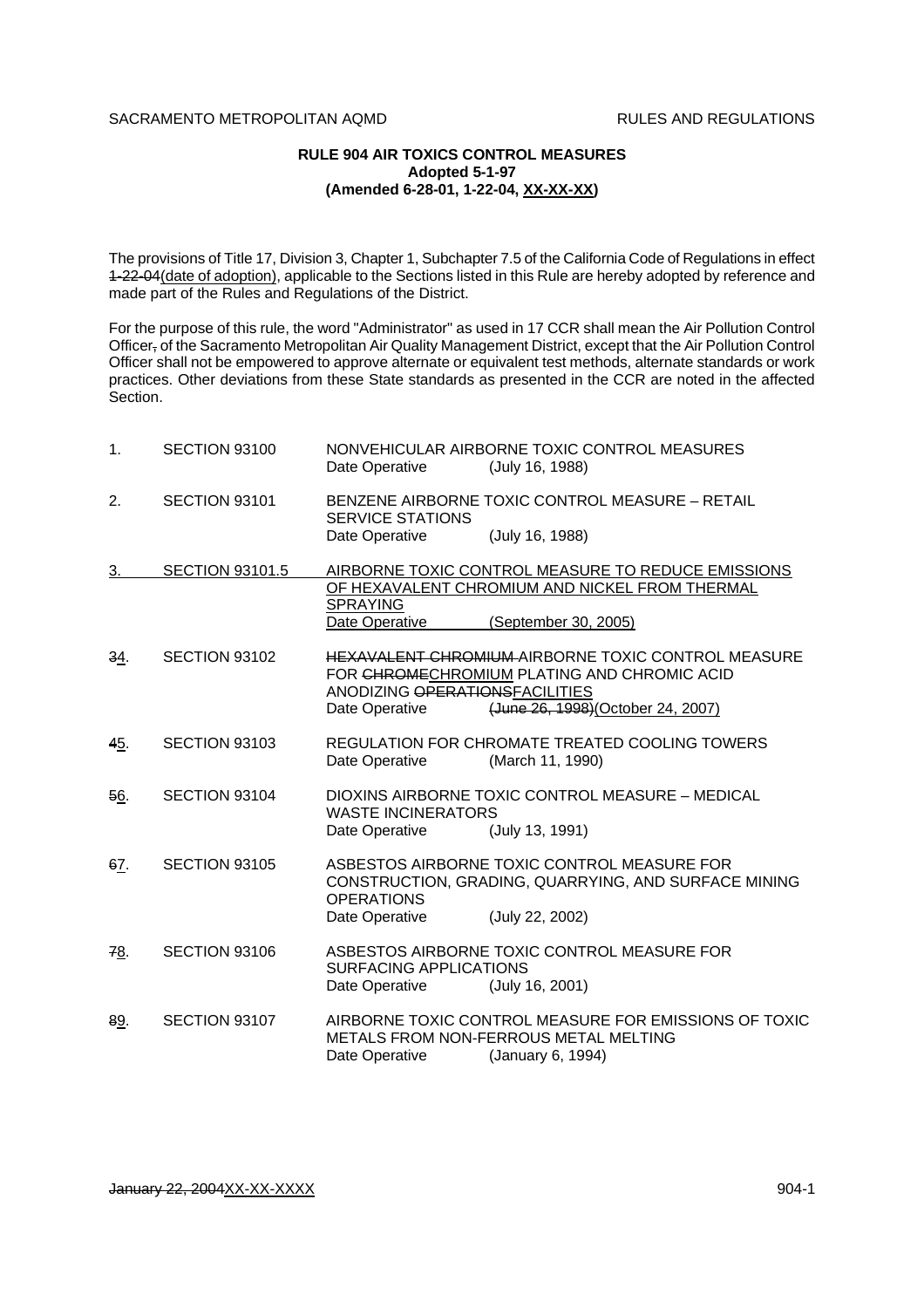**RULE 904 AIR TOXICS CONTROL MEASURES**
**Adopted 5-1-97**
**(Amended 6-28-01, 1-22-04, XX-XX-XX)**

The provisions of Title 17, Division 3, Chapter 1, Subchapter 7.5 of the California Code of Regulations in effect ~~1-22-04~~(date of adoption), applicable to the Sections listed in this Rule are hereby adopted by reference and made part of the Rules and Regulations of the District.

For the purpose of this rule, the word "Administrator" as used in 17 CCR shall mean the Air Pollution Control Officer~~,~~ of the Sacramento Metropolitan Air Quality Management District, except that the Air Pollution Control Officer shall not be empowered to approve alternate or equivalent test methods, alternate standards or work practices. Other deviations from these State standards as presented in the CCR are noted in the affected Section.

1. SECTION 93100 — NONVEHICULAR AIRBORNE TOXIC CONTROL MEASURES
   Date Operative (July 16, 1988)

2. SECTION 93101 — BENZENE AIRBORNE TOXIC CONTROL MEASURE – RETAIL SERVICE STATIONS
   Date Operative (July 16, 1988)

3. SECTION 93101.5 — AIRBORNE TOXIC CONTROL MEASURE TO REDUCE EMISSIONS OF HEXAVALENT CHROMIUM AND NICKEL FROM THERMAL SPRAYING
   Date Operative (September 30, 2005)

~~3~~4. SECTION 93102 — ~~HEXAVALENT CHROMIUM~~ AIRBORNE TOXIC CONTROL MEASURE FOR ~~CHROME~~CHROMIUM PLATING AND CHROMIC ACID ANODIZING ~~OPERATIONS~~FACILITIES
   Date Operative ~~(June 26, 1998)~~(October 24, 2007)

~~4~~5. SECTION 93103 — REGULATION FOR CHROMATE TREATED COOLING TOWERS
   Date Operative (March 11, 1990)

~~5~~6. SECTION 93104 — DIOXINS AIRBORNE TOXIC CONTROL MEASURE – MEDICAL WASTE INCINERATORS
   Date Operative (July 13, 1991)

~~6~~7. SECTION 93105 — ASBESTOS AIRBORNE TOXIC CONTROL MEASURE FOR CONSTRUCTION, GRADING, QUARRYING, AND SURFACE MINING OPERATIONS
   Date Operative (July 22, 2002)

~~7~~8. SECTION 93106 — ASBESTOS AIRBORNE TOXIC CONTROL MEASURE FOR SURFACING APPLICATIONS
   Date Operative (July 16, 2001)

~~8~~9. SECTION 93107 — AIRBORNE TOXIC CONTROL MEASURE FOR EMISSIONS OF TOXIC METALS FROM NON-FERROUS METAL MELTING
   Date Operative (January 6, 1994)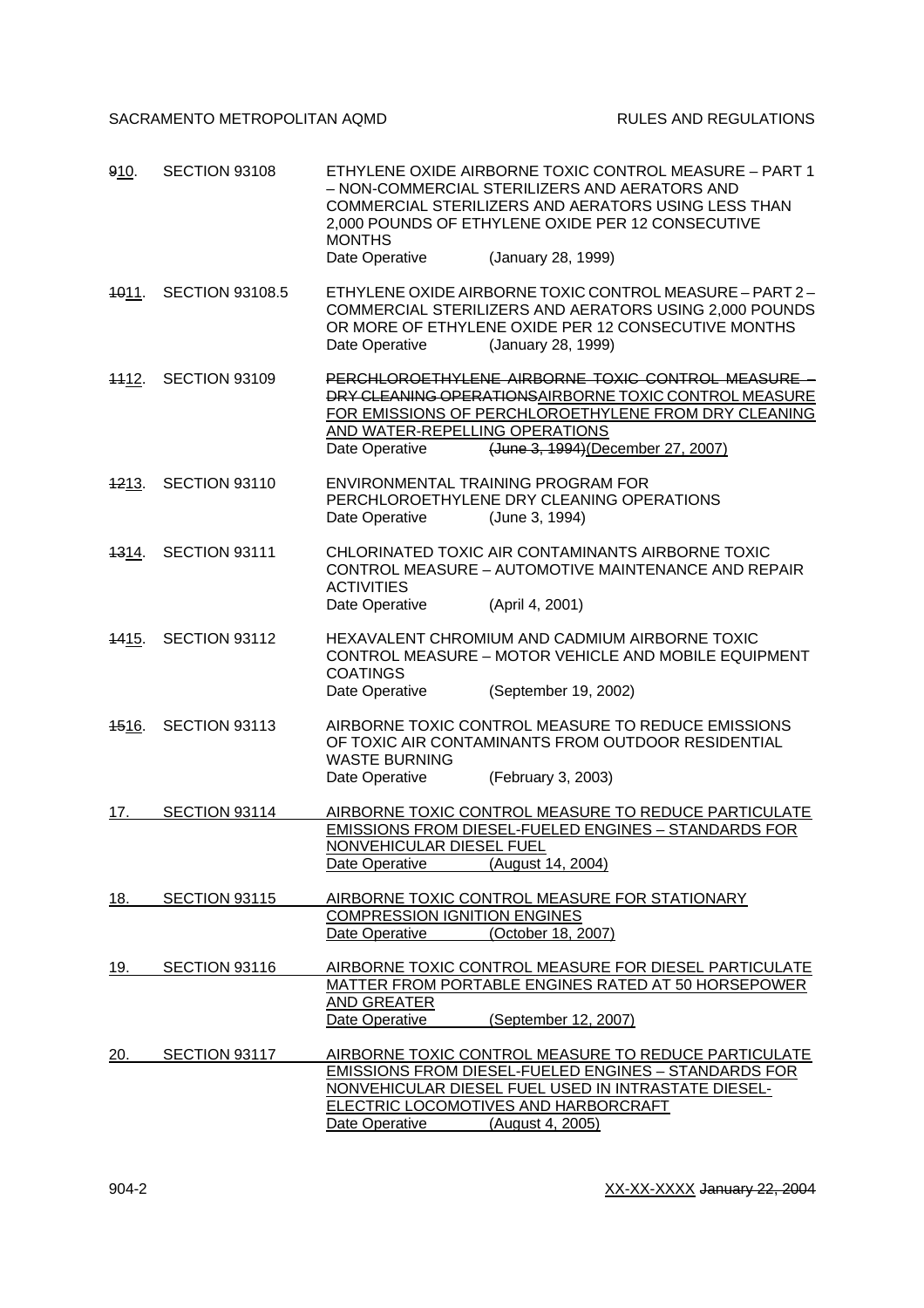~~9~~10. SECTION 93108 — ETHYLENE OXIDE AIRBORNE TOXIC CONTROL MEASURE – PART 1 – NON-COMMERCIAL STERILIZERS AND AERATORS AND COMMERCIAL STERILIZERS AND AERATORS USING LESS THAN 2,000 POUNDS OF ETHYLENE OXIDE PER 12 CONSECUTIVE MONTHS
Date Operative (January 28, 1999)

~~10~~11. SECTION 93108.5 — ETHYLENE OXIDE AIRBORNE TOXIC CONTROL MEASURE – PART 2 – COMMERCIAL STERILIZERS AND AERATORS USING 2,000 POUNDS OR MORE OF ETHYLENE OXIDE PER 12 CONSECUTIVE MONTHS
Date Operative (January 28, 1999)

~~11~~12. SECTION 93109 — ~~PERCHLOROETHYLENE AIRBORNE TOXIC CONTROL MEASURE – DRY CLEANING OPERATIONS~~AIRBORNE TOXIC CONTROL MEASURE FOR EMISSIONS OF PERCHLOROETHYLENE FROM DRY CLEANING AND WATER-REPELLING OPERATIONS
Date Operative ~~(June 3, 1994)~~(December 27, 2007)

~~12~~13. SECTION 93110 — ENVIRONMENTAL TRAINING PROGRAM FOR PERCHLOROETHYLENE DRY CLEANING OPERATIONS
Date Operative (June 3, 1994)

~~13~~14. SECTION 93111 — CHLORINATED TOXIC AIR CONTAMINANTS AIRBORNE TOXIC CONTROL MEASURE – AUTOMOTIVE MAINTENANCE AND REPAIR ACTIVITIES
Date Operative (April 4, 2001)

~~14~~15. SECTION 93112 — HEXAVALENT CHROMIUM AND CADMIUM AIRBORNE TOXIC CONTROL MEASURE – MOTOR VEHICLE AND MOBILE EQUIPMENT COATINGS
Date Operative (September 19, 2002)

~~15~~16. SECTION 93113 — AIRBORNE TOXIC CONTROL MEASURE TO REDUCE EMISSIONS OF TOXIC AIR CONTAMINANTS FROM OUTDOOR RESIDENTIAL WASTE BURNING
Date Operative (February 3, 2003)

17. SECTION 93114 — AIRBORNE TOXIC CONTROL MEASURE TO REDUCE PARTICULATE EMISSIONS FROM DIESEL-FUELED ENGINES – STANDARDS FOR NONVEHICULAR DIESEL FUEL
Date Operative (August 14, 2004)

18. SECTION 93115 — AIRBORNE TOXIC CONTROL MEASURE FOR STATIONARY COMPRESSION IGNITION ENGINES
Date Operative (October 18, 2007)

19. SECTION 93116 — AIRBORNE TOXIC CONTROL MEASURE FOR DIESEL PARTICULATE MATTER FROM PORTABLE ENGINES RATED AT 50 HORSEPOWER AND GREATER
Date Operative (September 12, 2007)

20. SECTION 93117 — AIRBORNE TOXIC CONTROL MEASURE TO REDUCE PARTICULATE EMISSIONS FROM DIESEL-FUELED ENGINES – STANDARDS FOR NONVEHICULAR DIESEL FUEL USED IN INTRASTATE DIESEL-ELECTRIC LOCOMOTIVES AND HARBORCRAFT
Date Operative (August 4, 2005)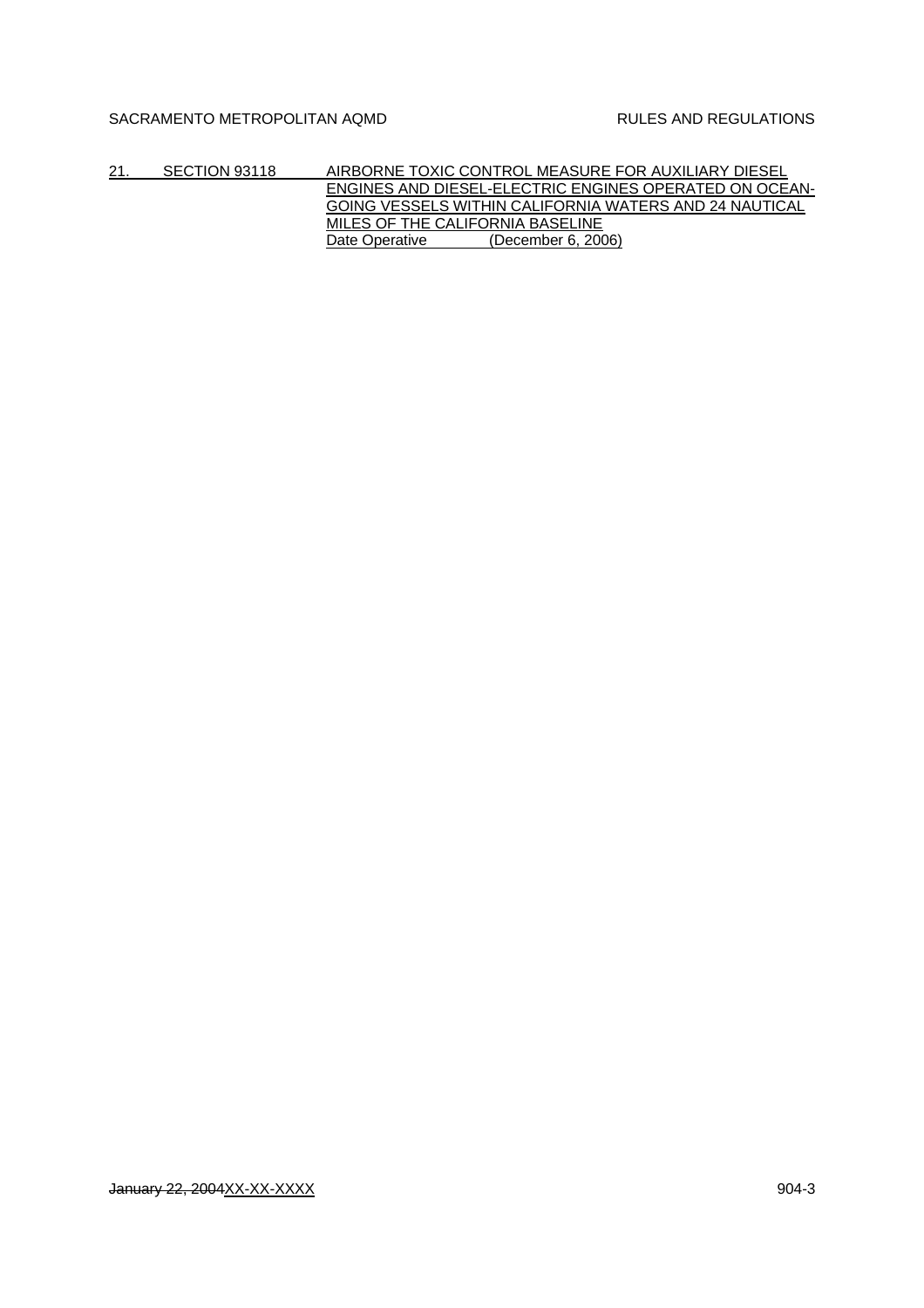21. SECTION 93118 AIRBORNE TOXIC CONTROL MEASURE FOR AUXILIARY DIESEL ENGINES AND DIESEL-ELECTRIC ENGINES OPERATED ON OCEAN-GOING VESSELS WITHIN CALIFORNIA WATERS AND 24 NAUTICAL MILES OF THE CALIFORNIA BASELINE

Date Operative (December 6, 2006)